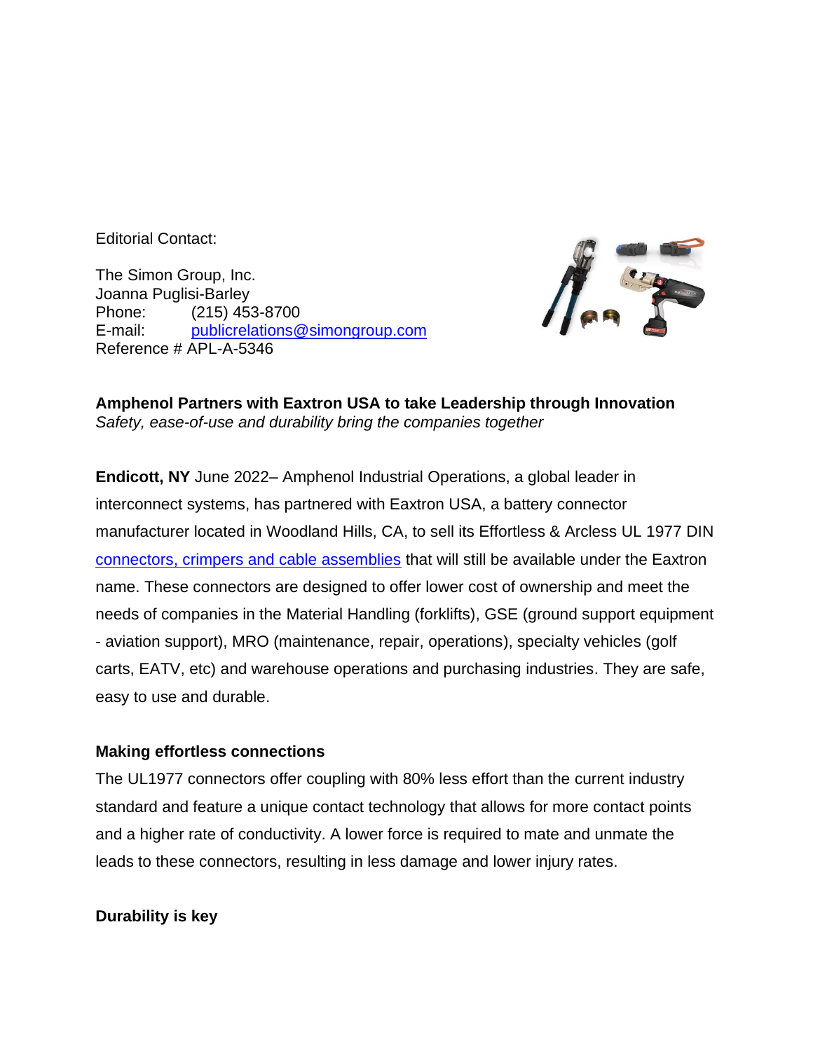Editorial Contact:

The Simon Group, Inc.
Joanna Puglisi-Barley
Phone: (215) 453-8700
E-mail: [publicrelations@simongroup.com](mailto:publicrelations@simongroup.com)
Reference # APL-A-5346

**Amphenol Partners with Eaxtron USA to take Leadership through Innovation**
*Safety, ease-of-use and durability bring the companies together*

**Endicott, NY** June 2022– Amphenol Industrial Operations, a global leader in interconnect systems, has partnered with Eaxtron USA, a battery connector manufacturer located in Woodland Hills, CA, to sell its Effortless & Arcless UL 1977 DIN [connectors, crimpers and cable assemblies](#) that will still be available under the Eaxtron name. These connectors are designed to offer lower cost of ownership and meet the needs of companies in the Material Handling (forklifts), GSE (ground support equipment - aviation support), MRO (maintenance, repair, operations), specialty vehicles (golf carts, EATV, etc) and warehouse operations and purchasing industries. They are safe, easy to use and durable.

**Making effortless connections**

The UL1977 connectors offer coupling with 80% less effort than the current industry standard and feature a unique contact technology that allows for more contact points and a higher rate of conductivity. A lower force is required to mate and unmate the leads to these connectors, resulting in less damage and lower injury rates.

**Durability is key**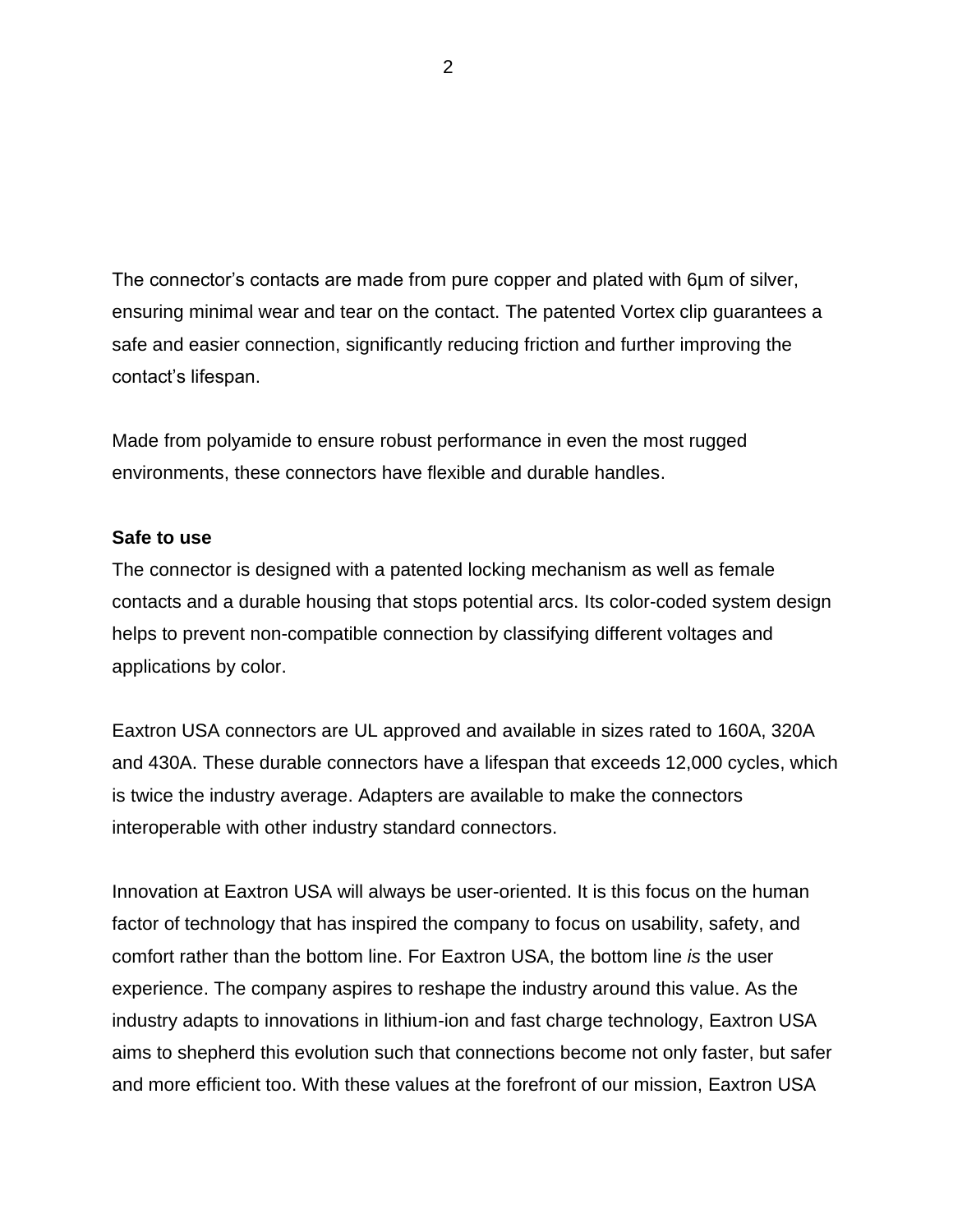The connector's contacts are made from pure copper and plated with 6µm of silver, ensuring minimal wear and tear on the contact. The patented Vortex clip guarantees a safe and easier connection, significantly reducing friction and further improving the contact's lifespan.

Made from polyamide to ensure robust performance in even the most rugged environments, these connectors have flexible and durable handles.

**Safe to use**

The connector is designed with a patented locking mechanism as well as female contacts and a durable housing that stops potential arcs. Its color-coded system design helps to prevent non-compatible connection by classifying different voltages and applications by color.

Eaxtron USA connectors are UL approved and available in sizes rated to 160A, 320A and 430A. These durable connectors have a lifespan that exceeds 12,000 cycles, which is twice the industry average. Adapters are available to make the connectors interoperable with other industry standard connectors.

Innovation at Eaxtron USA will always be user-oriented. It is this focus on the human factor of technology that has inspired the company to focus on usability, safety, and comfort rather than the bottom line. For Eaxtron USA, the bottom line *is* the user experience. The company aspires to reshape the industry around this value. As the industry adapts to innovations in lithium-ion and fast charge technology, Eaxtron USA aims to shepherd this evolution such that connections become not only faster, but safer and more efficient too. With these values at the forefront of our mission, Eaxtron USA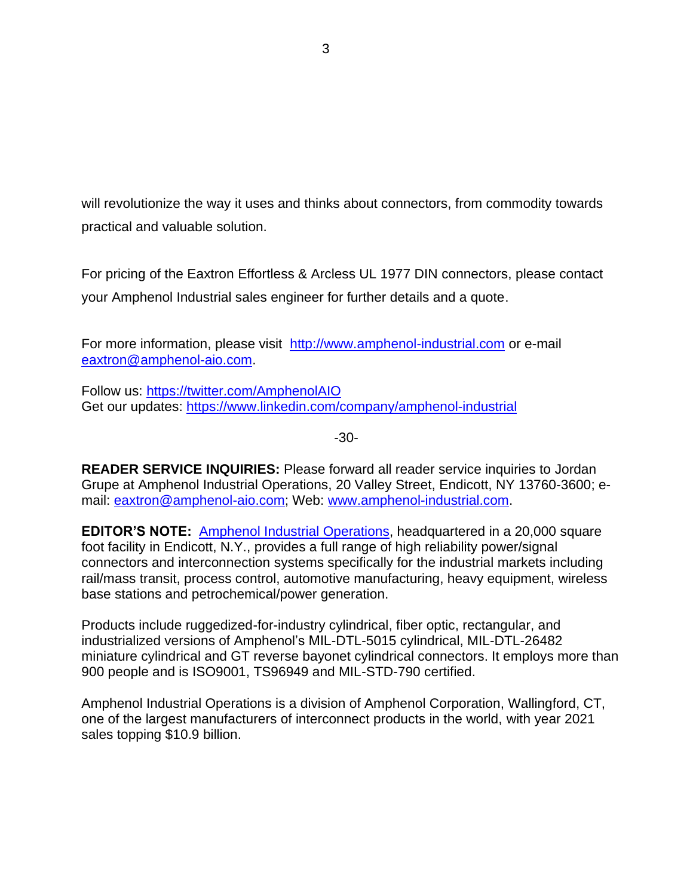will revolutionize the way it uses and thinks about connectors, from commodity towards practical and valuable solution.

For pricing of the Eaxtron Effortless & Arcless UL 1977 DIN connectors, please contact your Amphenol Industrial sales engineer for further details and a quote.

For more information, please visit http://www.amphenol-industrial.com or e-mail eaxtron@amphenol-aio.com.

Follow us: https://twitter.com/AmphenolAIO
Get our updates: https://www.linkedin.com/company/amphenol-industrial

-30-

**READER SERVICE INQUIRIES:** Please forward all reader service inquiries to Jordan Grupe at Amphenol Industrial Operations, 20 Valley Street, Endicott, NY 13760-3600; e-mail: eaxtron@amphenol-aio.com; Web: www.amphenol-industrial.com.

**EDITOR'S NOTE:** Amphenol Industrial Operations, headquartered in a 20,000 square foot facility in Endicott, N.Y., provides a full range of high reliability power/signal connectors and interconnection systems specifically for the industrial markets including rail/mass transit, process control, automotive manufacturing, heavy equipment, wireless base stations and petrochemical/power generation.

Products include ruggedized-for-industry cylindrical, fiber optic, rectangular, and industrialized versions of Amphenol's MIL-DTL-5015 cylindrical, MIL-DTL-26482 miniature cylindrical and GT reverse bayonet cylindrical connectors. It employs more than 900 people and is ISO9001, TS96949 and MIL-STD-790 certified.

Amphenol Industrial Operations is a division of Amphenol Corporation, Wallingford, CT, one of the largest manufacturers of interconnect products in the world, with year 2021 sales topping $10.9 billion.